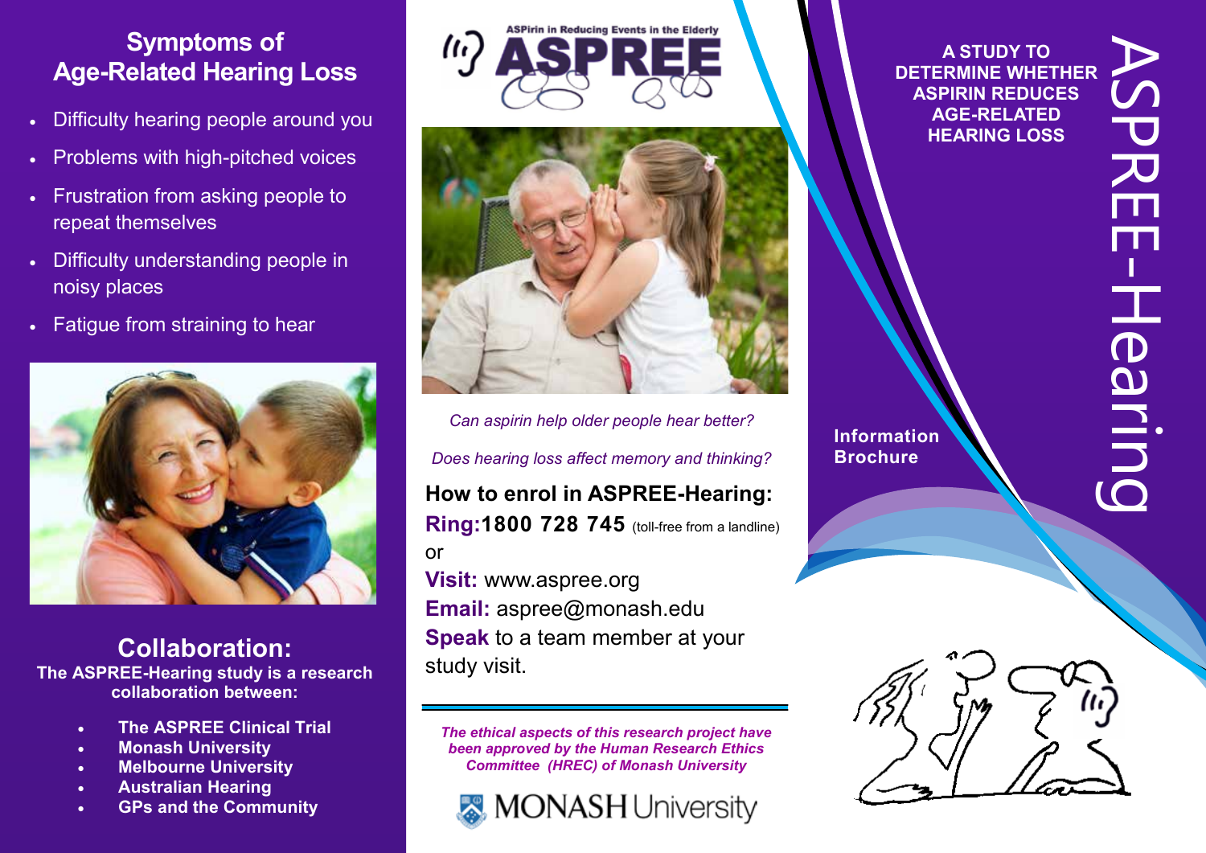## Symptoms of Age-Related Hearing Loss

- Difficulty hearing people around you
- Problems with high-pitched voices
- Frustration from asking people to repeat themselves
- Difficulty understanding people in noisy places
- Fatigue from straining to hear

## Collaboration:

**The ASPREE-Hearing study is a research collaboration between:**

- **The ASPREE Clinical Trial**
- **Monash University**
- **Melbourne University**
- **Australian Hearing**
- **GPs and the Community**

ASPirin in Reducing Events in the Elderly

# ASPREE

*Can aspirin help older people hear better?*

*Does hearing loss affect memory and thinking?*

**How to enrol in ASPREE-Hearing:**

**Ring:1800 728 745** (toll-free from a landline)

or

**Visit:** www.aspree.org

**Email:** aspree@monash.edu

**Speak** to a team member at your study visit.

***The ethical aspects of this research project have been approved by the Human Research Ethics Committee (HREC) of Monash University***

MONASH University

**A STUDY TO DETERMINE WHETHER ASPIRIN REDUCES AGE-RELATED HEARING LOSS**

# ASPREE-Hearing

**Information Brochure**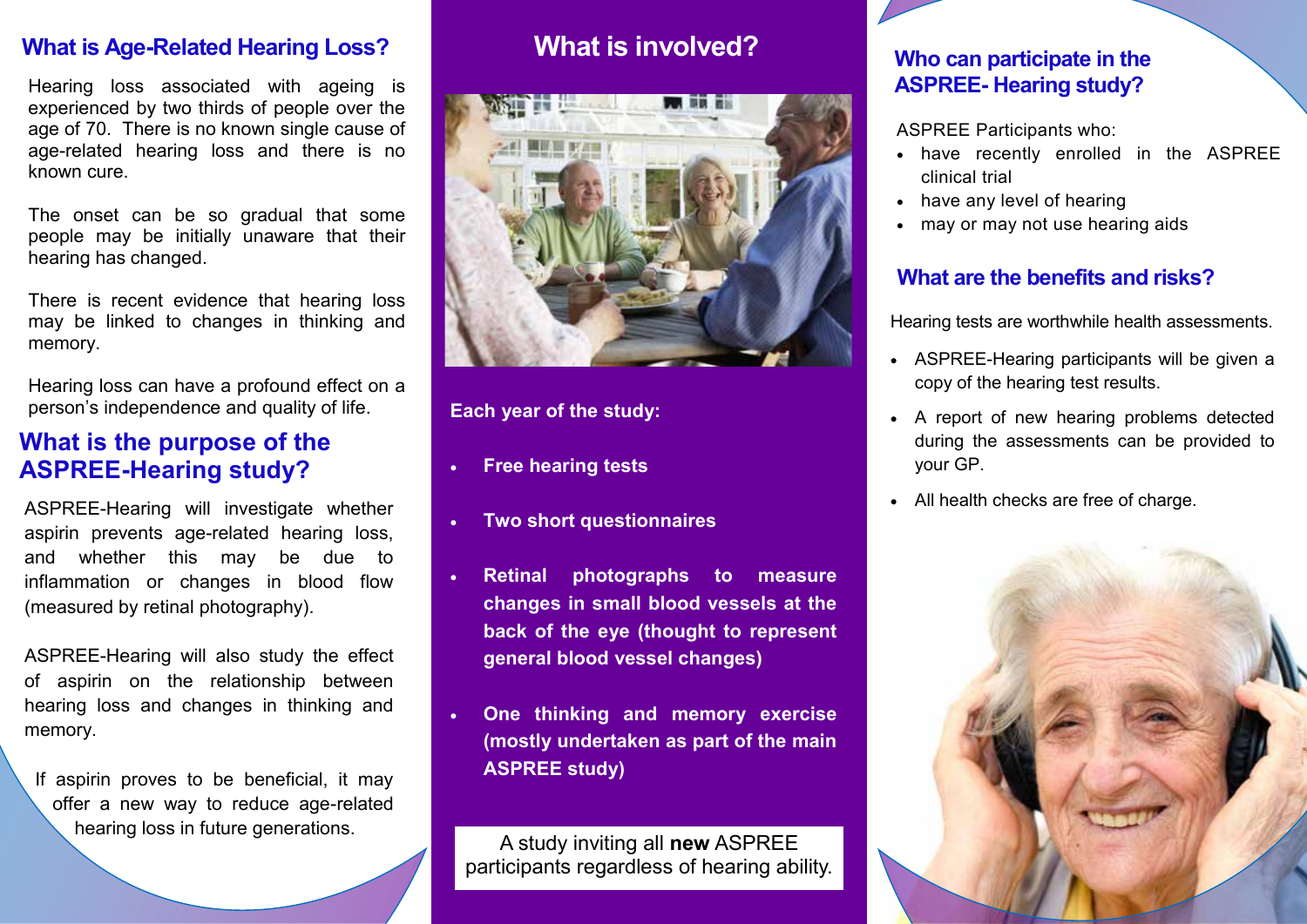## What is Age-Related Hearing Loss?

Hearing loss associated with ageing is experienced by two thirds of people over the age of 70. There is no known single cause of age-related hearing loss and there is no known cure.

The onset can be so gradual that some people may be initially unaware that their hearing has changed.

There is recent evidence that hearing loss may be linked to changes in thinking and memory.

Hearing loss can have a profound effect on a person's independence and quality of life.

## What is the purpose of the ASPREE-Hearing study?

ASPREE-Hearing will investigate whether aspirin prevents age-related hearing loss, and whether this may be due to inflammation or changes in blood flow (measured by retinal photography).

ASPREE-Hearing will also study the effect of aspirin on the relationship between hearing loss and changes in thinking and memory.

If aspirin proves to be beneficial, it may offer a new way to reduce age-related hearing loss in future generations.

## What is involved?

**Each year of the study:**

- **Free hearing tests**
- **Two short questionnaires**
- **Retinal photographs to measure changes in small blood vessels at the back of the eye (thought to represent general blood vessel changes)**
- **One thinking and memory exercise (mostly undertaken as part of the main ASPREE study)**

A study inviting all **new** ASPREE participants regardless of hearing ability.

## Who can participate in the ASPREE- Hearing study?

ASPREE Participants who:

- have recently enrolled in the ASPREE clinical trial
- have any level of hearing
- may or may not use hearing aids

## What are the benefits and risks?

Hearing tests are worthwhile health assessments.

- ASPREE-Hearing participants will be given a copy of the hearing test results.
- A report of new hearing problems detected during the assessments can be provided to your GP.
- All health checks are free of charge.